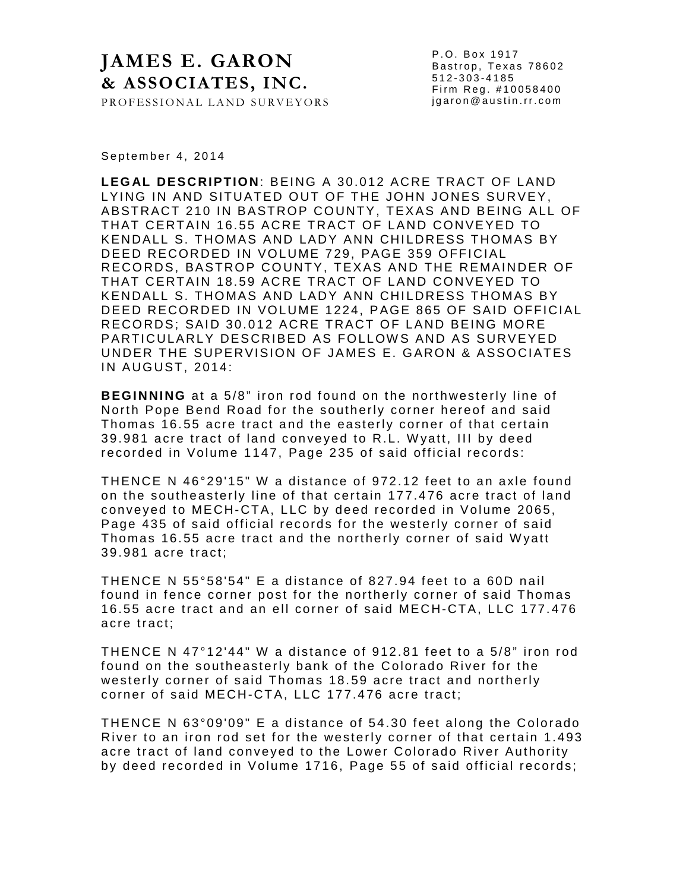# JAMES E. GARON & ASSOCIATES, INC.

PROFESSIONAL LAND SURVEYORS

P.O. Box 1917
Bastrop, Texas 78602
512-303-4185
Firm Reg. #10058400
jgaron@austin.rr.com

September 4, 2014

**LEGAL DESCRIPTION**: BEING A 30.012 ACRE TRACT OF LAND LYING IN AND SITUATED OUT OF THE JOHN JONES SURVEY, ABSTRACT 210 IN BASTROP COUNTY, TEXAS AND BEING ALL OF THAT CERTAIN 16.55 ACRE TRACT OF LAND CONVEYED TO KENDALL S. THOMAS AND LADY ANN CHILDRESS THOMAS BY DEED RECORDED IN VOLUME 729, PAGE 359 OFFICIAL RECORDS, BASTROP COUNTY, TEXAS AND THE REMAINDER OF THAT CERTAIN 18.59 ACRE TRACT OF LAND CONVEYED TO KENDALL S. THOMAS AND LADY ANN CHILDRESS THOMAS BY DEED RECORDED IN VOLUME 1224, PAGE 865 OF SAID OFFICIAL RECORDS; SAID 30.012 ACRE TRACT OF LAND BEING MORE PARTICULARLY DESCRIBED AS FOLLOWS AND AS SURVEYED UNDER THE SUPERVISION OF JAMES E. GARON & ASSOCIATES IN AUGUST, 2014:

**BEGINNING** at a 5/8" iron rod found on the northwesterly line of North Pope Bend Road for the southerly corner hereof and said Thomas 16.55 acre tract and the easterly corner of that certain 39.981 acre tract of land conveyed to R.L. Wyatt, III by deed recorded in Volume 1147, Page 235 of said official records:

THENCE N 46°29'15" W a distance of 972.12 feet to an axle found on the southeasterly line of that certain 177.476 acre tract of land conveyed to MECH-CTA, LLC by deed recorded in Volume 2065, Page 435 of said official records for the westerly corner of said Thomas 16.55 acre tract and the northerly corner of said Wyatt 39.981 acre tract;

THENCE N 55°58'54" E a distance of 827.94 feet to a 60D nail found in fence corner post for the northerly corner of said Thomas 16.55 acre tract and an ell corner of said MECH-CTA, LLC 177.476 acre tract;

THENCE N 47°12'44" W a distance of 912.81 feet to a 5/8" iron rod found on the southeasterly bank of the Colorado River for the westerly corner of said Thomas 18.59 acre tract and northerly corner of said MECH-CTA, LLC 177.476 acre tract;

THENCE N 63°09'09" E a distance of 54.30 feet along the Colorado River to an iron rod set for the westerly corner of that certain 1.493 acre tract of land conveyed to the Lower Colorado River Authority by deed recorded in Volume 1716, Page 55 of said official records;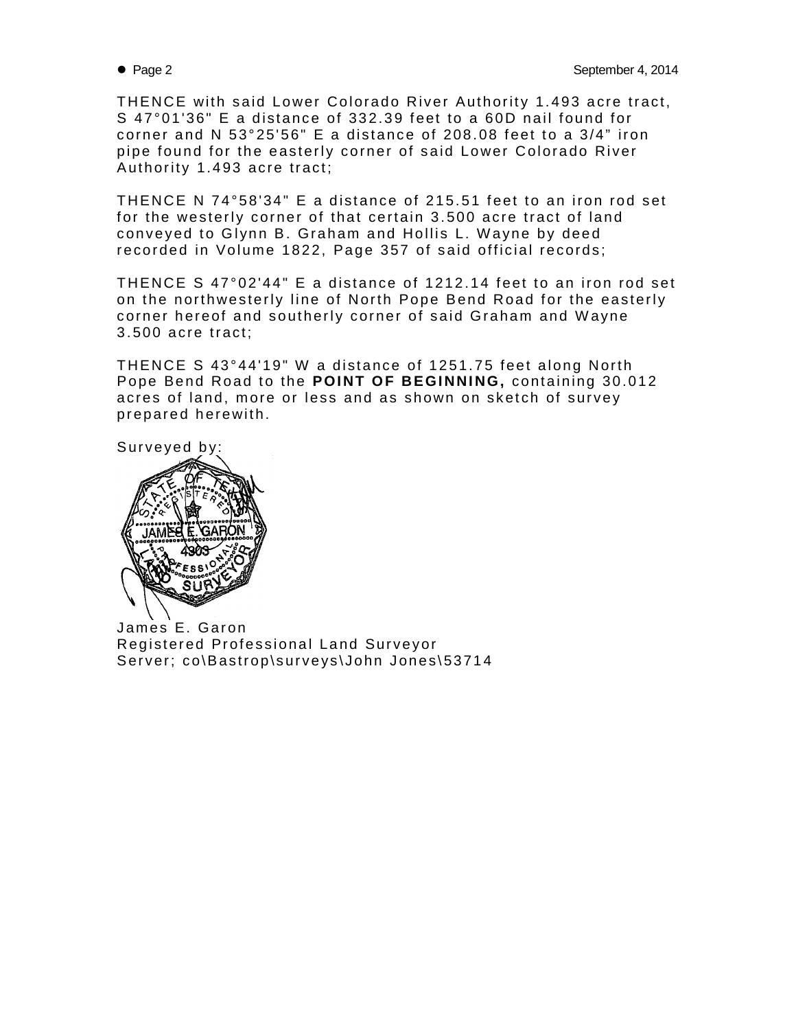THENCE with said Lower Colorado River Authority 1.493 acre tract, S 47°01'36" E a distance of 332.39 feet to a 60D nail found for corner and N 53°25'56" E a distance of 208.08 feet to a 3/4" iron pipe found for the easterly corner of said Lower Colorado River Authority 1.493 acre tract;

THENCE N 74°58'34" E a distance of 215.51 feet to an iron rod set for the westerly corner of that certain 3.500 acre tract of land conveyed to Glynn B. Graham and Hollis L. Wayne by deed recorded in Volume 1822, Page 357 of said official records;

THENCE S 47°02'44" E a distance of 1212.14 feet to an iron rod set on the northwesterly line of North Pope Bend Road for the easterly corner hereof and southerly corner of said Graham and Wayne 3.500 acre tract;

THENCE S 43°44'19" W a distance of 1251.75 feet along North Pope Bend Road to the **POINT OF BEGINNING,** containing 30.012 acres of land, more or less and as shown on sketch of survey prepared herewith.

Surveyed by:

STATE OF TEXAS
REGISTERED
JAMES E. GARON
4303
PROFESSIONAL
LAND SURVEYOR

James E. Garon
Registered Professional Land Surveyor
Server; co\Bastrop\surveys\John Jones\53714